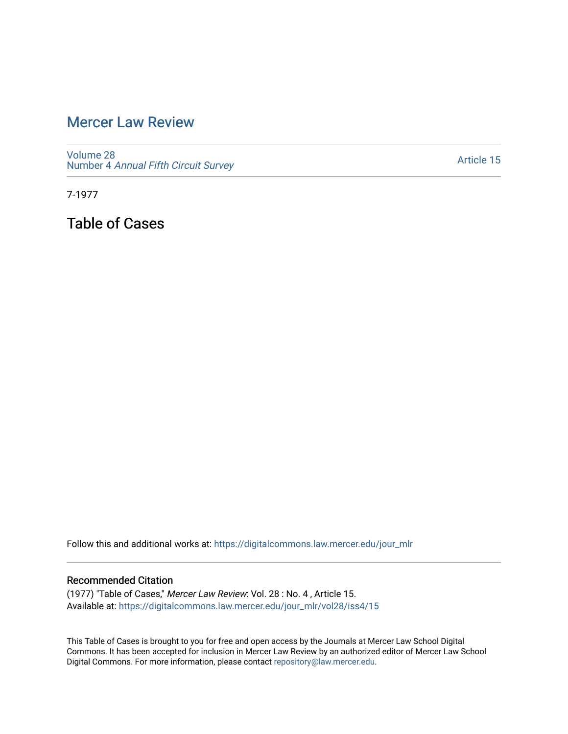# Mercer Law Review

Volume 28
Number 4 *Annual Fifth Circuit Survey*

Article 15

7-1977

## Table of Cases

Follow this and additional works at: https://digitalcommons.law.mercer.edu/jour_mlr

### Recommended Citation

(1977) "Table of Cases," *Mercer Law Review*: Vol. 28 : No. 4 , Article 15.
Available at: https://digitalcommons.law.mercer.edu/jour_mlr/vol28/iss4/15

This Table of Cases is brought to you for free and open access by the Journals at Mercer Law School Digital Commons. It has been accepted for inclusion in Mercer Law Review by an authorized editor of Mercer Law School Digital Commons. For more information, please contact repository@law.mercer.edu.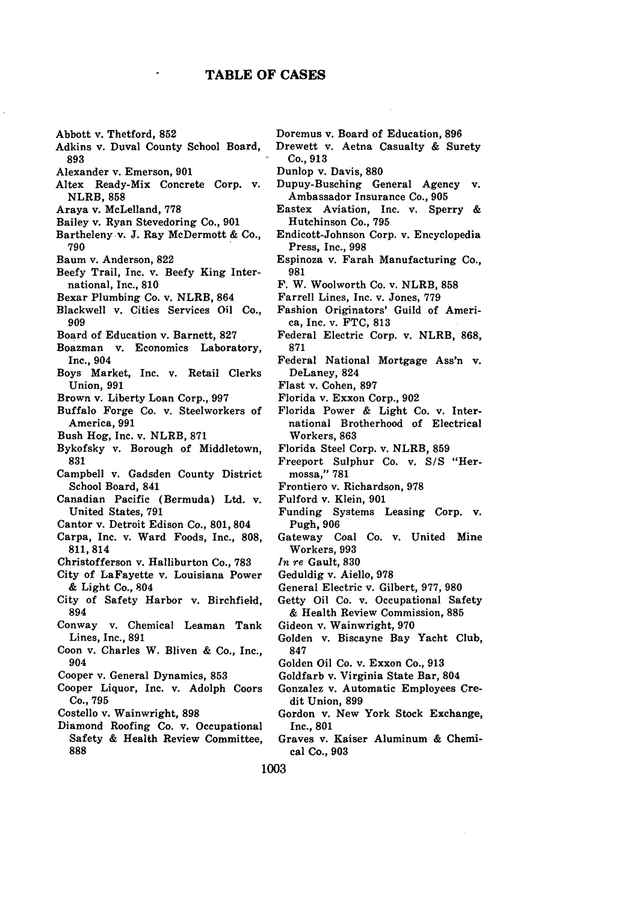# TABLE OF CASES

Abbott v. Thetford, 852
Adkins v. Duval County School Board, 893
Alexander v. Emerson, 901
Altex Ready-Mix Concrete Corp. v. NLRB, 858
Araya v. McLelland, 778
Bailey v. Ryan Stevedoring Co., 901
Bartheleny v. J. Ray McDermott & Co., 790
Baum v. Anderson, 822
Beefy Trail, Inc. v. Beefy King International, Inc., 810
Bexar Plumbing Co. v. NLRB, 864
Blackwell v. Cities Services Oil Co., 909
Board of Education v. Barnett, 827
Boazman v. Economics Laboratory, Inc., 904
Boys Market, Inc. v. Retail Clerks Union, 991
Brown v. Liberty Loan Corp., 997
Buffalo Forge Co. v. Steelworkers of America, 991
Bush Hog, Inc. v. NLRB, 871
Bykofsky v. Borough of Middletown, 831
Campbell v. Gadsden County District School Board, 841
Canadian Pacific (Bermuda) Ltd. v. United States, 791
Cantor v. Detroit Edison Co., 801, 804
Carpa, Inc. v. Ward Foods, Inc., 808, 811, 814
Christofferson v. Halliburton Co., 783
City of LaFayette v. Louisiana Power & Light Co., 804
City of Safety Harbor v. Birchfield, 894
Conway v. Chemical Leaman Tank Lines, Inc., 891
Coon v. Charles W. Bliven & Co., Inc., 904
Cooper v. General Dynamics, 853
Cooper Liquor, Inc. v. Adolph Coors Co., 795
Costello v. Wainwright, 898
Diamond Roofing Co. v. Occupational Safety & Health Review Committee, 888
Doremus v. Board of Education, 896
Drewett v. Aetna Casualty & Surety Co., 913
Dunlop v. Davis, 880
Dupuy-Busching General Agency v. Ambassador Insurance Co., 905
Eastex Aviation, Inc. v. Sperry & Hutchinson Co., 795
Endicott-Johnson Corp. v. Encyclopedia Press, Inc., 998
Espinoza v. Farah Manufacturing Co., 981
F. W. Woolworth Co. v. NLRB, 858
Farrell Lines, Inc. v. Jones, 779
Fashion Originators' Guild of America, Inc. v. FTC, 813
Federal Electric Corp. v. NLRB, 868, 871
Federal National Mortgage Ass'n v. DeLaney, 824
Flast v. Cohen, 897
Florida v. Exxon Corp., 902
Florida Power & Light Co. v. International Brotherhood of Electrical Workers, 863
Florida Steel Corp. v. NLRB, 859
Freeport Sulphur Co. v. S/S "Hermossa," 781
Frontiero v. Richardson, 978
Fulford v. Klein, 901
Funding Systems Leasing Corp. v. Pugh, 906
Gateway Coal Co. v. United Mine Workers, 993
*In re* Gault, 830
Geduldig v. Aiello, 978
General Electric v. Gilbert, 977, 980
Getty Oil Co. v. Occupational Safety & Health Review Commission, 885
Gideon v. Wainwright, 970
Golden v. Biscayne Bay Yacht Club, 847
Golden Oil Co. v. Exxon Co., 913
Goldfarb v. Virginia State Bar, 804
Gonzalez v. Automatic Employees Credit Union, 899
Gordon v. New York Stock Exchange, Inc., 801
Graves v. Kaiser Aluminum & Chemical Co., 903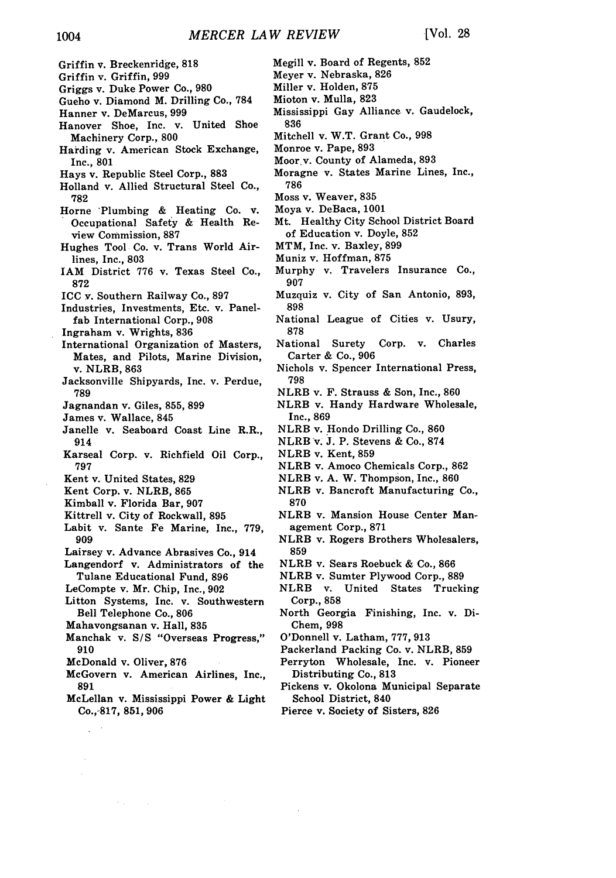Griffin v. Breckenridge, 818
Griffin v. Griffin, 999
Griggs v. Duke Power Co., 980
Gueho v. Diamond M. Drilling Co., 784
Hanner v. DeMarcus, 999
Hanover Shoe, Inc. v. United Shoe Machinery Corp., 800
Harding v. American Stock Exchange, Inc., 801
Hays v. Republic Steel Corp., 883
Holland v. Allied Structural Steel Co., 782
Horne Plumbing & Heating Co. v. Occupational Safety & Health Review Commission, 887
Hughes Tool Co. v. Trans World Airlines, Inc., 803
IAM District 776 v. Texas Steel Co., 872
ICC v. Southern Railway Co., 897
Industries, Investments, Etc. v. Panelfab International Corp., 908
Ingraham v. Wrights, 836
International Organization of Masters, Mates, and Pilots, Marine Division, v. NLRB, 863
Jacksonville Shipyards, Inc. v. Perdue, 789
Jagnandan v. Giles, 855, 899
James v. Wallace, 845
Janelle v. Seaboard Coast Line R.R., 914
Karseal Corp. v. Richfield Oil Corp., 797
Kent v. United States, 829
Kent Corp. v. NLRB, 865
Kimball v. Florida Bar, 907
Kittrell v. City of Rockwall, 895
Labit v. Sante Fe Marine, Inc., 779, 909
Lairsey v. Advance Abrasives Co., 914
Langendorf v. Administrators of the Tulane Educational Fund, 896
LeCompte v. Mr. Chip, Inc., 902
Litton Systems, Inc. v. Southwestern Bell Telephone Co., 806
Mahavongsanan v. Hall, 835
Manchak v. S/S "Overseas Progress," 910
McDonald v. Oliver, 876
McGovern v. American Airlines, Inc., 891
McLellan v. Mississippi Power & Light Co., 817, 851, 906
Megill v. Board of Regents, 852
Meyer v. Nebraska, 826
Miller v. Holden, 875
Mioton v. Mulla, 823
Mississippi Gay Alliance v. Gaudelock, 836
Mitchell v. W.T. Grant Co., 998
Monroe v. Pape, 893
Moor v. County of Alameda, 893
Moragne v. States Marine Lines, Inc., 786
Moss v. Weaver, 835
Moya v. DeBaca, 1001
Mt. Healthy City School District Board of Education v. Doyle, 852
MTM, Inc. v. Baxley, 899
Muniz v. Hoffman, 875
Murphy v. Travelers Insurance Co., 907
Muzquiz v. City of San Antonio, 893, 898
National League of Cities v. Usury, 878
National Surety Corp. v. Charles Carter & Co., 906
Nichols v. Spencer International Press, 798
NLRB v. F. Strauss & Son, Inc., 860
NLRB v. Handy Hardware Wholesale, Inc., 869
NLRB v. Hondo Drilling Co., 860
NLRB v. J. P. Stevens & Co., 874
NLRB v. Kent, 859
NLRB v. Amoco Chemicals Corp., 862
NLRB v. A. W. Thompson, Inc., 860
NLRB v. Bancroft Manufacturing Co., 870
NLRB v. Mansion House Center Management Corp., 871
NLRB v. Rogers Brothers Wholesalers, 859
NLRB v. Sears Roebuck & Co., 866
NLRB v. Sumter Plywood Corp., 889
NLRB v. United States Trucking Corp., 858
North Georgia Finishing, Inc. v. Di-Chem, 998
O'Donnell v. Latham, 777, 913
Packerland Packing Co. v. NLRB, 859
Perryton Wholesale, Inc. v. Pioneer Distributing Co., 813
Pickens v. Okolona Municipal Separate School District, 840
Pierce v. Society of Sisters, 826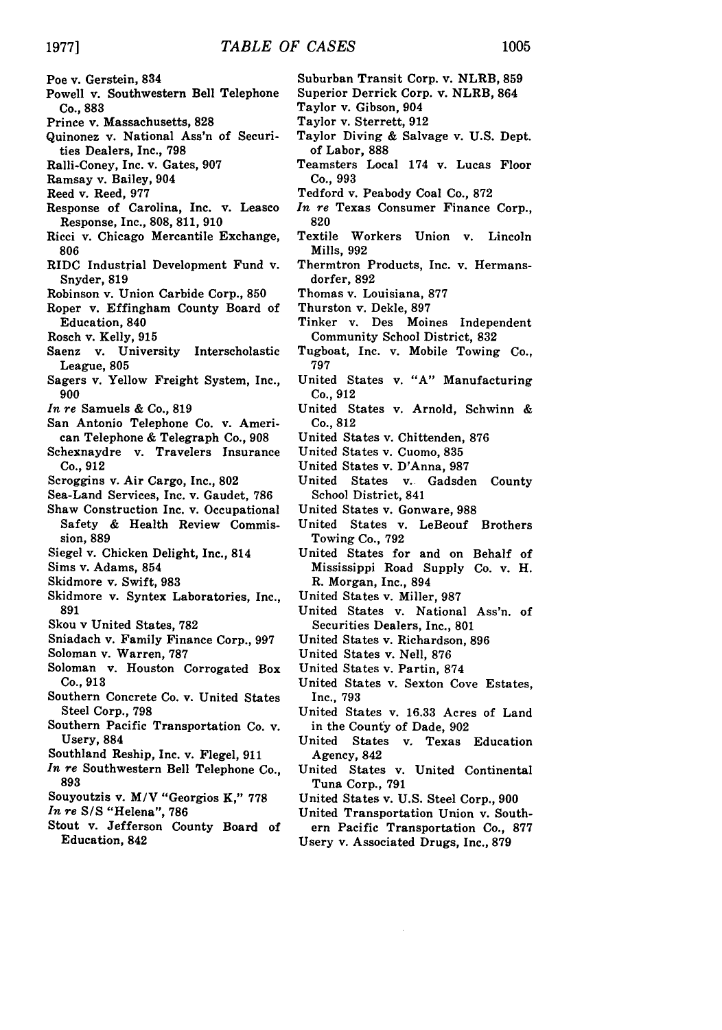Poe v. Gerstein, 834
Powell v. Southwestern Bell Telephone Co., 883
Prince v. Massachusetts, 828
Quinonez v. National Ass'n of Securities Dealers, Inc., 798
Ralli-Coney, Inc. v. Gates, 907
Ramsay v. Bailey, 904
Reed v. Reed, 977
Response of Carolina, Inc. v. Leasco Response, Inc., 808, 811, 910
Ricci v. Chicago Mercantile Exchange, 806
RIDC Industrial Development Fund v. Snyder, 819
Robinson v. Union Carbide Corp., 850
Roper v. Effingham County Board of Education, 840
Rosch v. Kelly, 915
Saenz v. University Interscholastic League, 805
Sagers v. Yellow Freight System, Inc., 900
*In re* Samuels & Co., 819
San Antonio Telephone Co. v. American Telephone & Telegraph Co., 908
Schexnaydre v. Travelers Insurance Co., 912
Scroggins v. Air Cargo, Inc., 802
Sea-Land Services, Inc. v. Gaudet, 786
Shaw Construction Inc. v. Occupational Safety & Health Review Commission, 889
Siegel v. Chicken Delight, Inc., 814
Sims v. Adams, 854
Skidmore v. Swift, 983
Skidmore v. Syntex Laboratories, Inc., 891
Skou v United States, 782
Sniadach v. Family Finance Corp., 997
Soloman v. Warren, 787
Soloman v. Houston Corrogated Box Co., 913
Southern Concrete Co. v. United States Steel Corp., 798
Southern Pacific Transportation Co. v. Usery, 884
Southland Reship, Inc. v. Flegel, 911
*In re* Southwestern Bell Telephone Co., 893
Souyoutzis v. M/V "Georgios K," 778
*In re* S/S "Helena", 786
Stout v. Jefferson County Board of Education, 842
Suburban Transit Corp. v. NLRB, 859
Superior Derrick Corp. v. NLRB, 864
Taylor v. Gibson, 904
Taylor v. Sterrett, 912
Taylor Diving & Salvage v. U.S. Dept. of Labor, 888
Teamsters Local 174 v. Lucas Floor Co., 993
Tedford v. Peabody Coal Co., 872
*In re* Texas Consumer Finance Corp., 820
Textile Workers Union v. Lincoln Mills, 992
Thermtron Products, Inc. v. Hermansdorfer, 892
Thomas v. Louisiana, 877
Thurston v. Dekle, 897
Tinker v. Des Moines Independent Community School District, 832
Tugboat, Inc. v. Mobile Towing Co., 797
United States v. "A" Manufacturing Co., 912
United States v. Arnold, Schwinn & Co., 812
United States v. Chittenden, 876
United States v. Cuomo, 835
United States v. D'Anna, 987
United States v. Gadsden County School District, 841
United States v. Gonware, 988
United States v. LeBeouf Brothers Towing Co., 792
United States for and on Behalf of Mississippi Road Supply Co. v. H. R. Morgan, Inc., 894
United States v. Miller, 987
United States v. National Ass'n. of Securities Dealers, Inc., 801
United States v. Richardson, 896
United States v. Nell, 876
United States v. Partin, 874
United States v. Sexton Cove Estates, Inc., 793
United States v. 16.33 Acres of Land in the County of Dade, 902
United States v. Texas Education Agency, 842
United States v. United Continental Tuna Corp., 791
United States v. U.S. Steel Corp., 900
United Transportation Union v. Southern Pacific Transportation Co., 877
Usery v. Associated Drugs, Inc., 879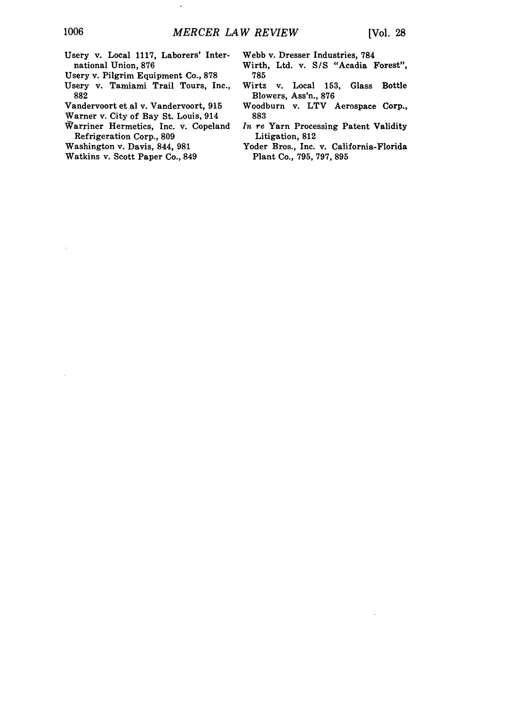Usery v. Local 1117, Laborers' International Union, 876

Usery v. Pilgrim Equipment Co., 878

Usery v. Tamiami Trail Tours, Inc., 882

Vandervoort et al v. Vandervoort, 915

Warner v. City of Bay St. Louis, 914

Warriner Hermetics, Inc. v. Copeland Refrigeration Corp., 809

Washington v. Davis, 844, 981

Watkins v. Scott Paper Co., 849

Webb v. Dresser Industries, 784

Wirth, Ltd. v. S/S "Acadia Forest", 785

Wirtz v. Local 153, Glass Bottle Blowers, Ass'n., 876

Woodburn v. LTV Aerospace Corp., 883

*In re* Yarn Processing Patent Validity Litigation, 812

Yoder Bros., Inc. v. California-Florida Plant Co., 795, 797, 895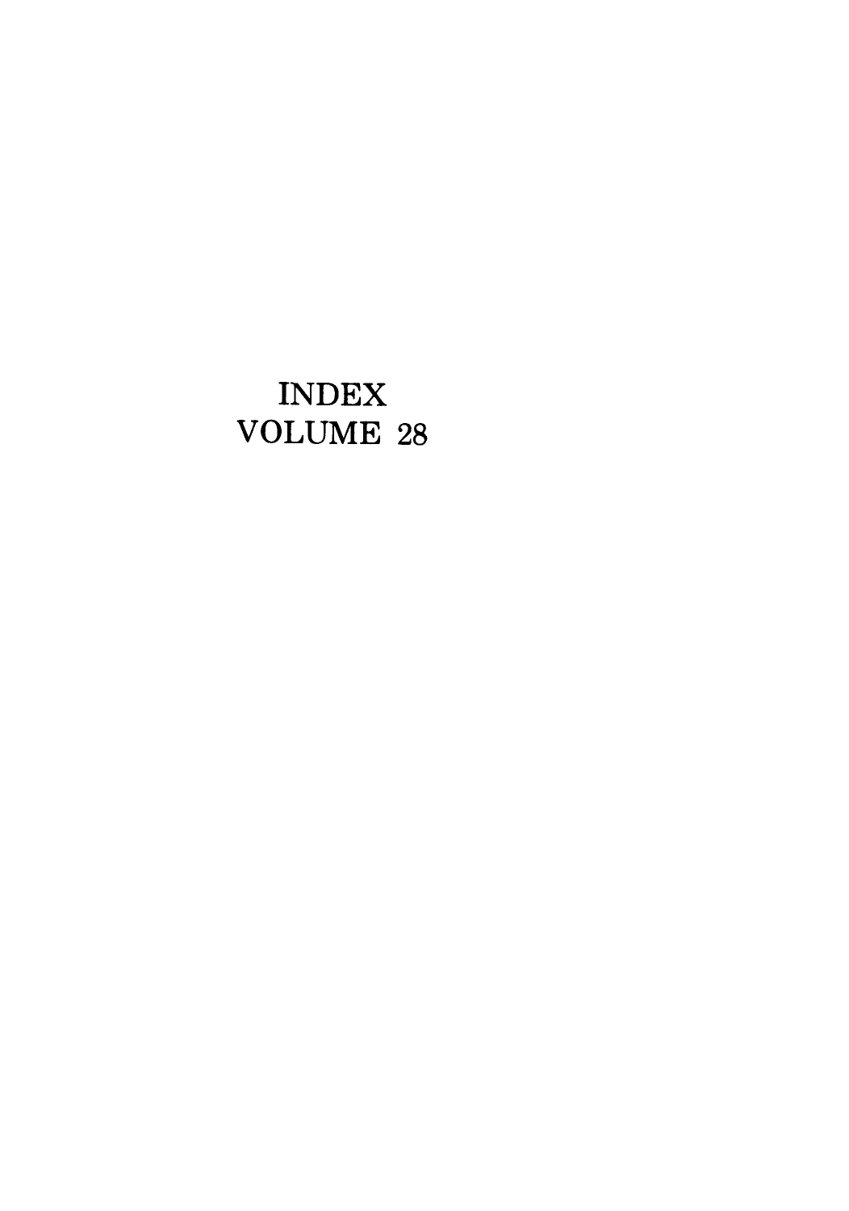# INDEX
# VOLUME 28